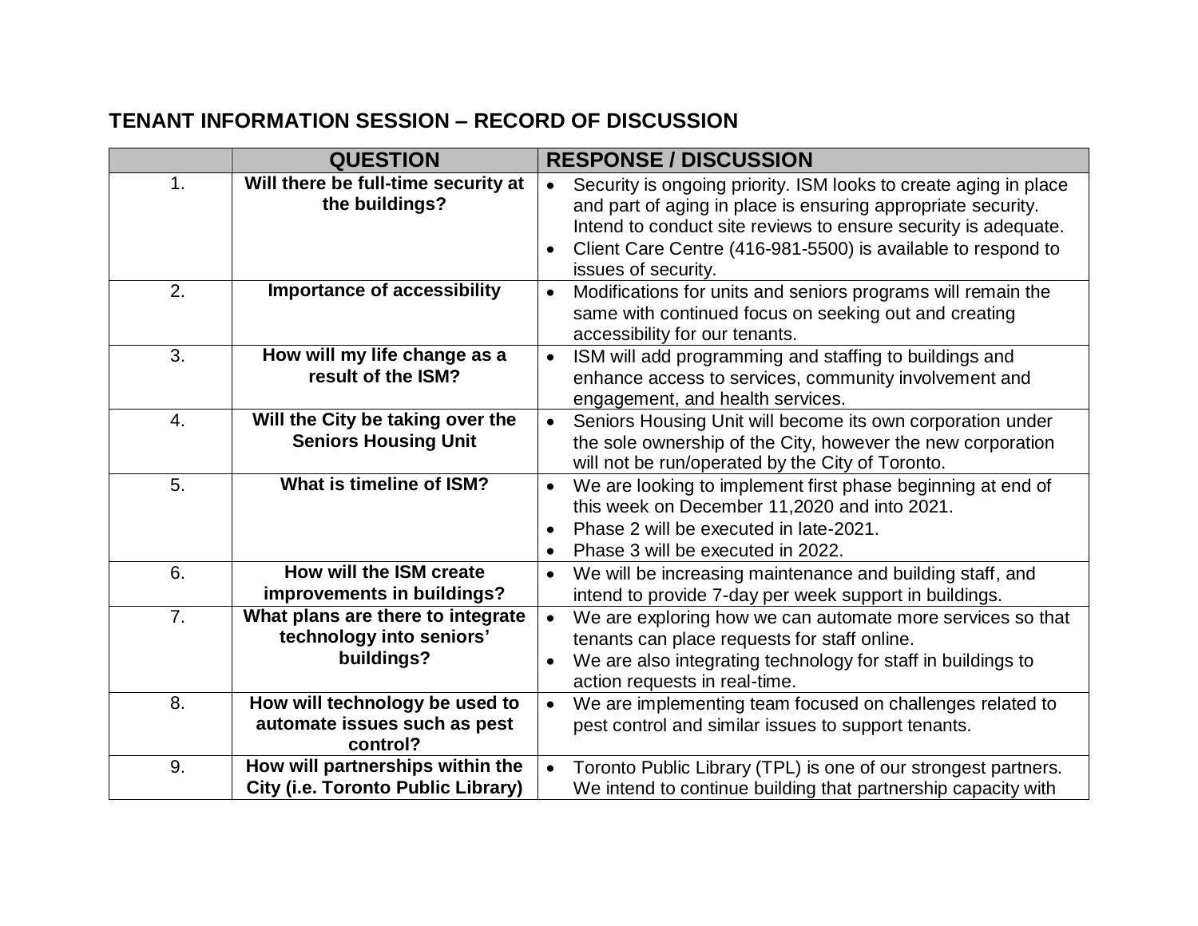## TENANT INFORMATION SESSION – RECORD OF DISCUSSION

| | QUESTION | RESPONSE / DISCUSSION |
|---|---|---|
| 1. | **Will there be full-time security at the buildings?** | • Security is ongoing priority. ISM looks to create aging in place and part of aging in place is ensuring appropriate security. Intend to conduct site reviews to ensure security is adequate.<br>• Client Care Centre (416-981-5500) is available to respond to issues of security. |
| 2. | **Importance of accessibility** | • Modifications for units and seniors programs will remain the same with continued focus on seeking out and creating accessibility for our tenants. |
| 3. | **How will my life change as a result of the ISM?** | • ISM will add programming and staffing to buildings and enhance access to services, community involvement and engagement, and health services. |
| 4. | **Will the City be taking over the Seniors Housing Unit** | • Seniors Housing Unit will become its own corporation under the sole ownership of the City, however the new corporation will not be run/operated by the City of Toronto. |
| 5. | **What is timeline of ISM?** | • We are looking to implement first phase beginning at end of this week on December 11,2020 and into 2021.<br>• Phase 2 will be executed in late-2021.<br>• Phase 3 will be executed in 2022. |
| 6. | **How will the ISM create improvements in buildings?** | • We will be increasing maintenance and building staff, and intend to provide 7-day per week support in buildings. |
| 7. | **What plans are there to integrate technology into seniors' buildings?** | • We are exploring how we can automate more services so that tenants can place requests for staff online.<br>• We are also integrating technology for staff in buildings to action requests in real-time. |
| 8. | **How will technology be used to automate issues such as pest control?** | • We are implementing team focused on challenges related to pest control and similar issues to support tenants. |
| 9. | **How will partnerships within the City (i.e. Toronto Public Library)** | • Toronto Public Library (TPL) is one of our strongest partners. We intend to continue building that partnership capacity with |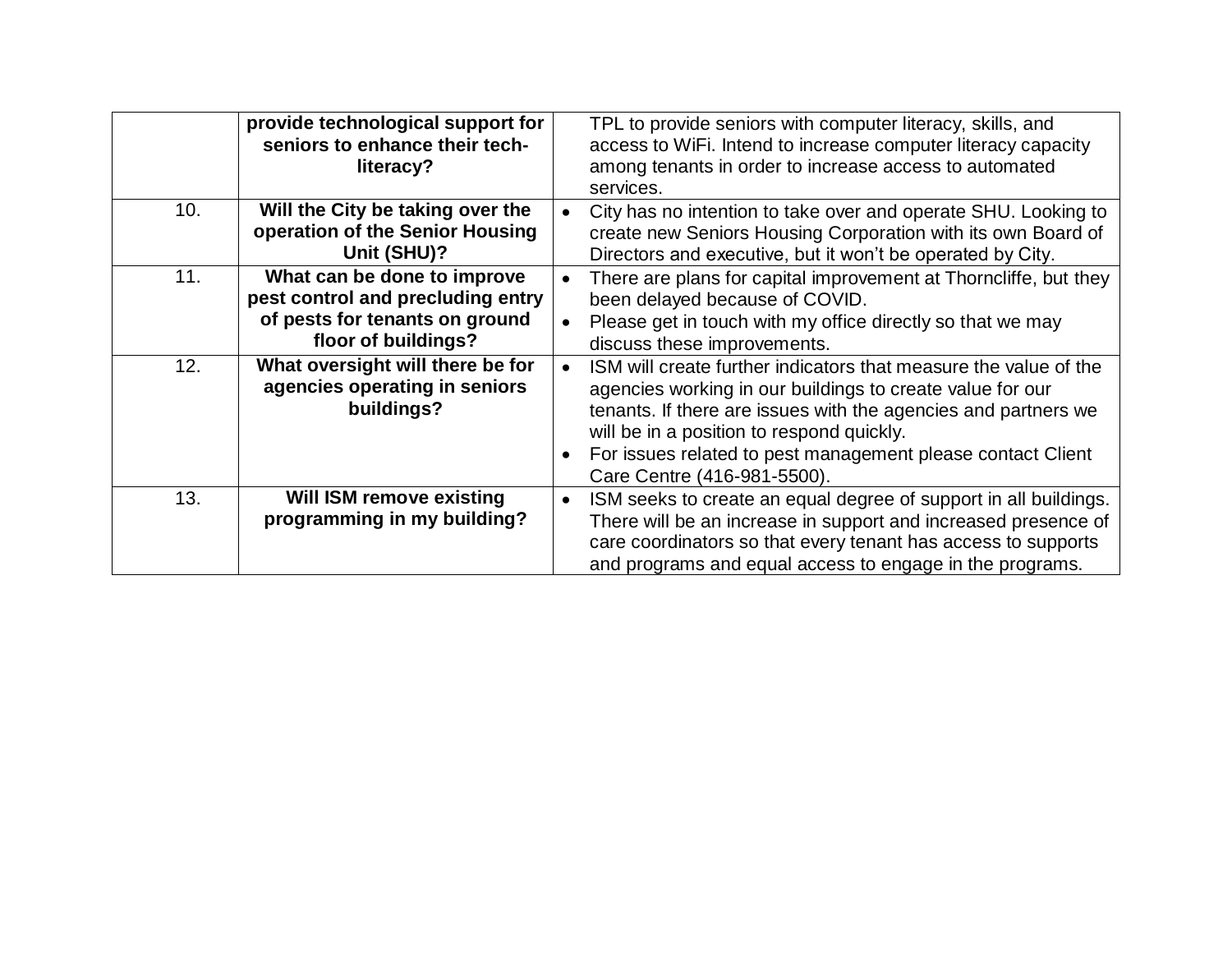| | | |
|---|---|---|
| | **provide technological support for seniors to enhance their tech-literacy?** | TPL to provide seniors with computer literacy, skills, and access to WiFi. Intend to increase computer literacy capacity among tenants in order to increase access to automated services. |
| 10. | **Will the City be taking over the operation of the Senior Housing Unit (SHU)?** | • City has no intention to take over and operate SHU. Looking to create new Seniors Housing Corporation with its own Board of Directors and executive, but it won't be operated by City. |
| 11. | **What can be done to improve pest control and precluding entry of pests for tenants on ground floor of buildings?** | • There are plans for capital improvement at Thorncliffe, but they been delayed because of COVID. <br> • Please get in touch with my office directly so that we may discuss these improvements. |
| 12. | **What oversight will there be for agencies operating in seniors buildings?** | • ISM will create further indicators that measure the value of the agencies working in our buildings to create value for our tenants. If there are issues with the agencies and partners we will be in a position to respond quickly. <br> • For issues related to pest management please contact Client Care Centre (416-981-5500). |
| 13. | **Will ISM remove existing programming in my building?** | • ISM seeks to create an equal degree of support in all buildings. There will be an increase in support and increased presence of care coordinators so that every tenant has access to supports and programs and equal access to engage in the programs. |